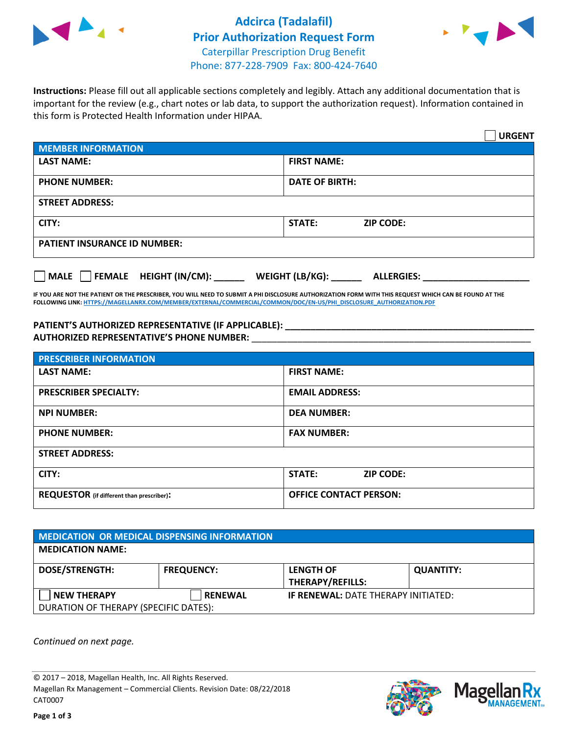# Adcirca (Tadalafil)
## Prior Authorization Request Form
Caterpillar Prescription Drug Benefit
Phone: 877-228-7909 Fax: 800-424-7640

**Instructions:** Please fill out all applicable sections completely and legibly. Attach any additional documentation that is important for the review (e.g., chart notes or lab data, to support the authorization request). Information contained in this form is Protected Health Information under HIPAA.

☐ **URGENT**

| MEMBER INFORMATION | |
|---|---|
| **LAST NAME:** | **FIRST NAME:** |
| **PHONE NUMBER:** | **DATE OF BIRTH:** |
| **STREET ADDRESS:** | |
| **CITY:** | **STATE:** **ZIP CODE:** |
| **PATIENT INSURANCE ID NUMBER:** | |

☐ **MALE** ☐ **FEMALE** **HEIGHT (IN/CM):** ______ **WEIGHT (LB/KG):** ______ **ALLERGIES:** ____________________

**IF YOU ARE NOT THE PATIENT OR THE PRESCRIBER, YOU WILL NEED TO SUBMIT A PHI DISCLOSURE AUTHORIZATION FORM WITH THIS REQUEST WHICH CAN BE FOUND AT THE FOLLOWING LINK: HTTPS://MAGELLANRX.COM/MEMBER/EXTERNAL/COMMERCIAL/COMMON/DOC/EN-US/PHI_DISCLOSURE_AUTHORIZATION.PDF**

**PATIENT'S AUTHORIZED REPRESENTATIVE (IF APPLICABLE):** ____________________________________________

**AUTHORIZED REPRESENTATIVE'S PHONE NUMBER:** ____________________________________________

| PRESCRIBER INFORMATION | |
|---|---|
| **LAST NAME:** | **FIRST NAME:** |
| **PRESCRIBER SPECIALTY:** | **EMAIL ADDRESS:** |
| **NPI NUMBER:** | **DEA NUMBER:** |
| **PHONE NUMBER:** | **FAX NUMBER:** |
| **STREET ADDRESS:** | |
| **CITY:** | **STATE:** **ZIP CODE:** |
| **REQUESTOR** (if different than prescriber)**:** | **OFFICE CONTACT PERSON:** |

| MEDICATION OR MEDICAL DISPENSING INFORMATION | | | |
|---|---|---|---|
| **MEDICATION NAME:** | | | |
| **DOSE/STRENGTH:** | **FREQUENCY:** | **LENGTH OF THERAPY/REFILLS:** | **QUANTITY:** |
| ☐ **NEW THERAPY** | ☐ **RENEWAL** | **IF RENEWAL:** DATE THERAPY INITIATED: | |
| DURATION OF THERAPY (SPECIFIC DATES): | | | |

*Continued on next page.*

© 2017 – 2018, Magellan Health, Inc. All Rights Reserved.
Magellan Rx Management – Commercial Clients. Revision Date: 08/22/2018
CAT0007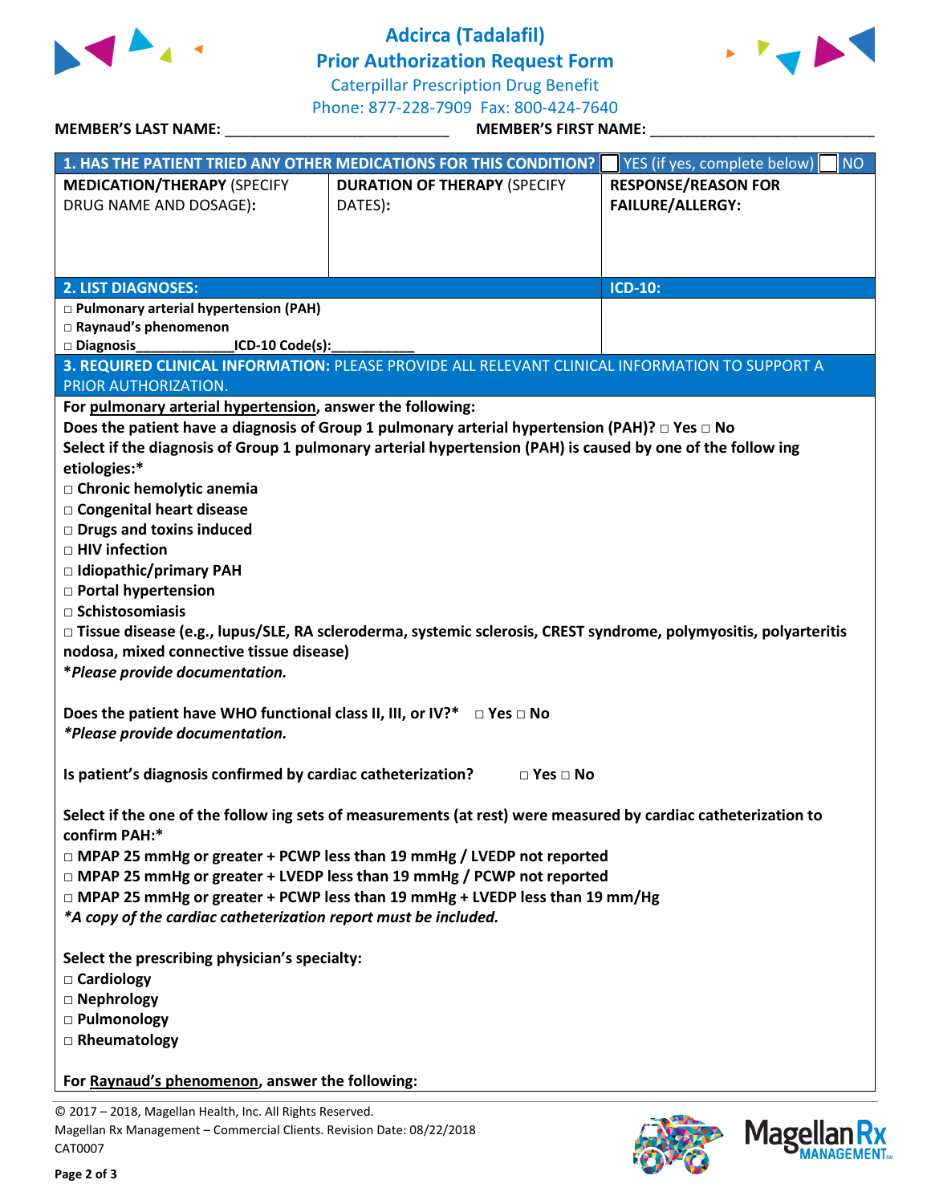# Adcirca (Tadalafil) Prior Authorization Request Form

Caterpillar Prescription Drug Benefit
Phone: 877-228-7909 Fax: 800-424-7640

**MEMBER'S LAST NAME:** ___________________________ **MEMBER'S FIRST NAME:** ___________________________

| 1. HAS THE PATIENT TRIED ANY OTHER MEDICATIONS FOR THIS CONDITION? ☐ YES (if yes, complete below) ☐ NO | | |
|---|---|---|
| **MEDICATION/THERAPY** (SPECIFY DRUG NAME AND DOSAGE): | **DURATION OF THERAPY** (SPECIFY DATES): | **RESPONSE/REASON FOR FAILURE/ALLERGY:** |
| | | |

| 2. LIST DIAGNOSES: | ICD-10: |
|---|---|
| □ **Pulmonary arterial hypertension (PAH)**<br>□ **Raynaud's phenomenon**<br>□ **Diagnosis____________ICD-10 Code(s):__________** | |

**3. REQUIRED CLINICAL INFORMATION:** PLEASE PROVIDE ALL RELEVANT CLINICAL INFORMATION TO SUPPORT A PRIOR AUTHORIZATION.

**For pulmonary arterial hypertension, answer the following:**

**Does the patient have a diagnosis of Group 1 pulmonary arterial hypertension (PAH)?** □ **Yes** □ **No**

**Select if the diagnosis of Group 1 pulmonary arterial hypertension (PAH) is caused by one of the follow ing etiologies:***

- □ **Chronic hemolytic anemia**
- □ **Congenital heart disease**
- □ **Drugs and toxins induced**
- □ **HIV infection**
- □ **Idiopathic/primary PAH**
- □ **Portal hypertension**
- □ **Schistosomiasis**
- □ **Tissue disease (e.g., lupus/SLE, RA scleroderma, systemic sclerosis, CREST syndrome, polymyositis, polyarteritis nodosa, mixed connective tissue disease)**

***Please provide documentation.***

**Does the patient have WHO functional class II, III, or IV?*** □ **Yes** □ **No**

***Please provide documentation.***

**Is patient's diagnosis confirmed by cardiac catheterization?** □ **Yes** □ **No**

**Select if the one of the follow ing sets of measurements (at rest) were measured by cardiac catheterization to confirm PAH:***

- □ **MPAP 25 mmHg or greater + PCWP less than 19 mmHg / LVEDP not reported**
- □ **MPAP 25 mmHg or greater + LVEDP less than 19 mmHg / PCWP not reported**
- □ **MPAP 25 mmHg or greater + PCWP less than 19 mmHg + LVEDP less than 19 mm/Hg**

***A copy of the cardiac catheterization report must be included.***

**Select the prescribing physician's specialty:**

- □ **Cardiology**
- □ **Nephrology**
- □ **Pulmonology**
- □ **Rheumatology**

**For Raynaud's phenomenon, answer the following:**

© 2017 – 2018, Magellan Health, Inc. All Rights Reserved.
Magellan Rx Management – Commercial Clients. Revision Date: 08/22/2018
CAT0007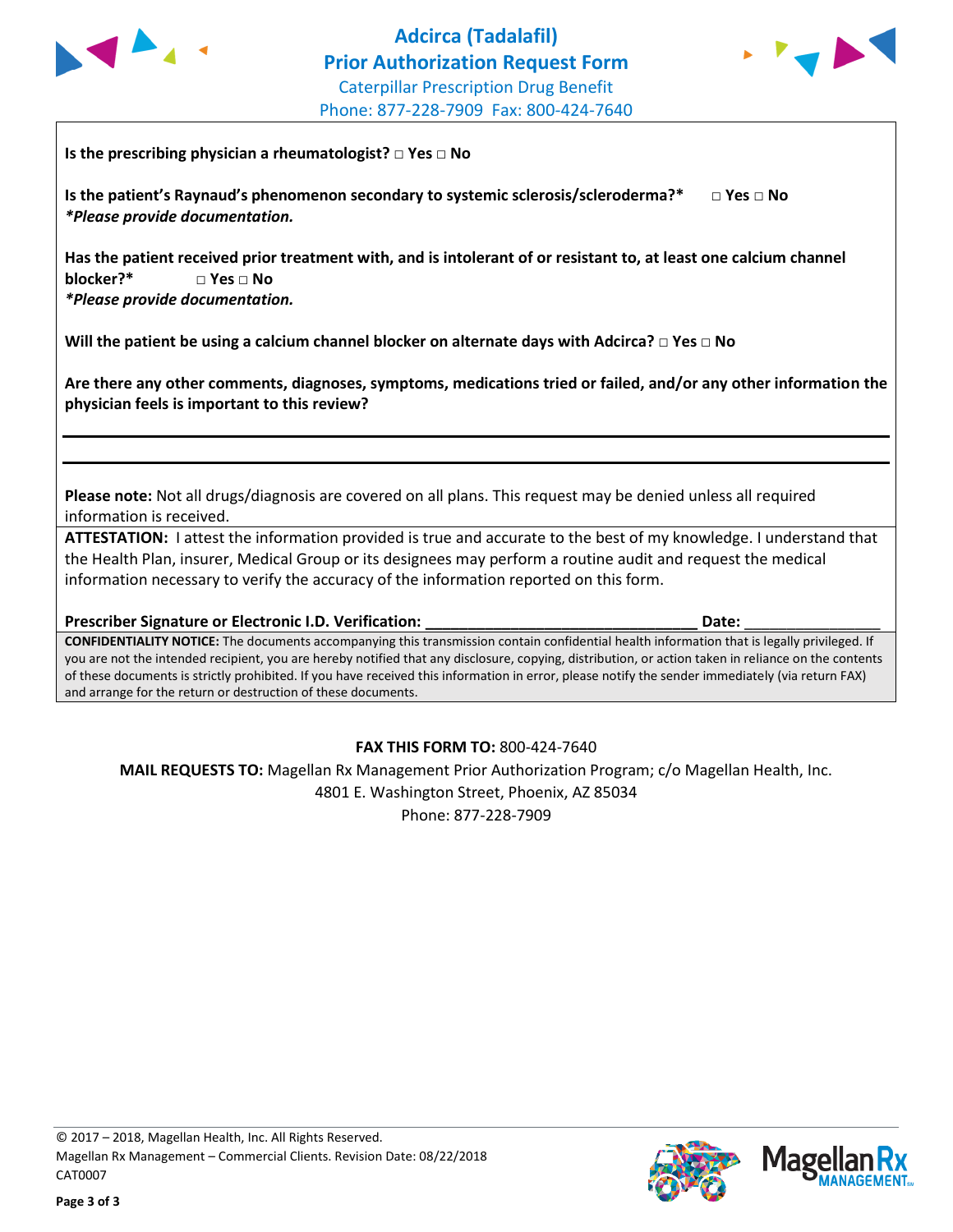# Adcirca (Tadalafil)
## Prior Authorization Request Form

Caterpillar Prescription Drug Benefit
Phone: 877-228-7909 Fax: 800-424-7640

**Is the prescribing physician a rheumatologist? □ Yes □ No**

**Is the patient's Raynaud's phenomenon secondary to systemic sclerosis/scleroderma?\* □ Yes □ No**
***Please provide documentation.***

**Has the patient received prior treatment with, and is intolerant of or resistant to, at least one calcium channel blocker?\* □ Yes □ No**
***Please provide documentation.***

**Will the patient be using a calcium channel blocker on alternate days with Adcirca? □ Yes □ No**

**Are there any other comments, diagnoses, symptoms, medications tried or failed, and/or any other information the physician feels is important to this review?**

---

---

**Please note:** Not all drugs/diagnosis are covered on all plans. This request may be denied unless all required information is received.

**ATTESTATION:** I attest the information provided is true and accurate to the best of my knowledge. I understand that the Health Plan, insurer, Medical Group or its designees may perform a routine audit and request the medical information necessary to verify the accuracy of the information reported on this form.

**Prescriber Signature or Electronic I.D. Verification:** ______________________________ **Date:** _______________

**CONFIDENTIALITY NOTICE:** The documents accompanying this transmission contain confidential health information that is legally privileged. If you are not the intended recipient, you are hereby notified that any disclosure, copying, distribution, or action taken in reliance on the contents of these documents is strictly prohibited. If you have received this information in error, please notify the sender immediately (via return FAX) and arrange for the return or destruction of these documents.

**FAX THIS FORM TO:** 800-424-7640

**MAIL REQUESTS TO:** Magellan Rx Management Prior Authorization Program; c/o Magellan Health, Inc.
4801 E. Washington Street, Phoenix, AZ 85034
Phone: 877-228-7909

© 2017 – 2018, Magellan Health, Inc. All Rights Reserved.
Magellan Rx Management – Commercial Clients. Revision Date: 08/22/2018
CAT0007